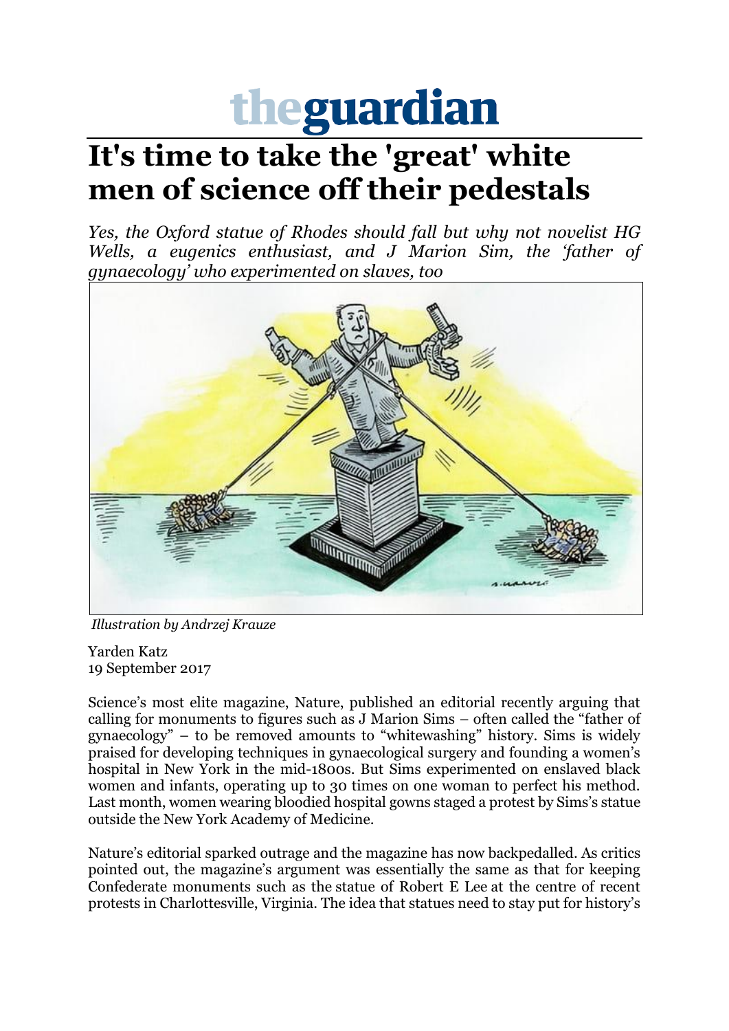# It's time to take the 'great' white men of science off their pedestals

*Yes, the Oxford statue of Rhodes should fall but why not novelist HG Wells, a eugenics enthusiast, and J Marion Sim, the 'father of gynaecology' who experimented on slaves, too*

*Illustration by Andrzej Krauze*

Yarden Katz
19 September 2017

Science's most elite magazine, Nature, published an editorial recently arguing that calling for monuments to figures such as J Marion Sims – often called the "father of gynaecology" – to be removed amounts to "whitewashing" history. Sims is widely praised for developing techniques in gynaecological surgery and founding a women's hospital in New York in the mid-1800s. But Sims experimented on enslaved black women and infants, operating up to 30 times on one woman to perfect his method. Last month, women wearing bloodied hospital gowns staged a protest by Sims's statue outside the New York Academy of Medicine.

Nature's editorial sparked outrage and the magazine has now backpedalled. As critics pointed out, the magazine's argument was essentially the same as that for keeping Confederate monuments such as the statue of Robert E Lee at the centre of recent protests in Charlottesville, Virginia. The idea that statues need to stay put for history's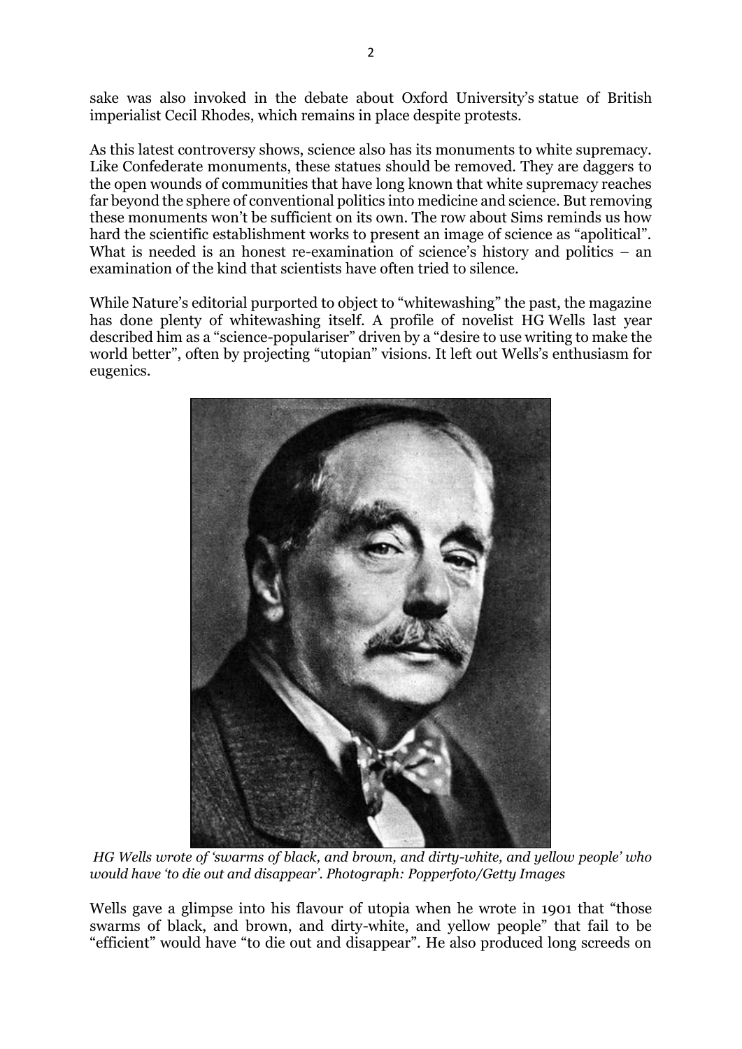sake was also invoked in the debate about Oxford University's statue of British imperialist Cecil Rhodes, which remains in place despite protests.

As this latest controversy shows, science also has its monuments to white supremacy. Like Confederate monuments, these statues should be removed. They are daggers to the open wounds of communities that have long known that white supremacy reaches far beyond the sphere of conventional politics into medicine and science. But removing these monuments won't be sufficient on its own. The row about Sims reminds us how hard the scientific establishment works to present an image of science as "apolitical". What is needed is an honest re-examination of science's history and politics – an examination of the kind that scientists have often tried to silence.

While Nature's editorial purported to object to "whitewashing" the past, the magazine has done plenty of whitewashing itself. A profile of novelist HG Wells last year described him as a "science-populariser" driven by a "desire to use writing to make the world better", often by projecting "utopian" visions. It left out Wells's enthusiasm for eugenics.

*HG Wells wrote of 'swarms of black, and brown, and dirty-white, and yellow people' who would have 'to die out and disappear'. Photograph: Popperfoto/Getty Images*

Wells gave a glimpse into his flavour of utopia when he wrote in 1901 that "those swarms of black, and brown, and dirty-white, and yellow people" that fail to be "efficient" would have "to die out and disappear". He also produced long screeds on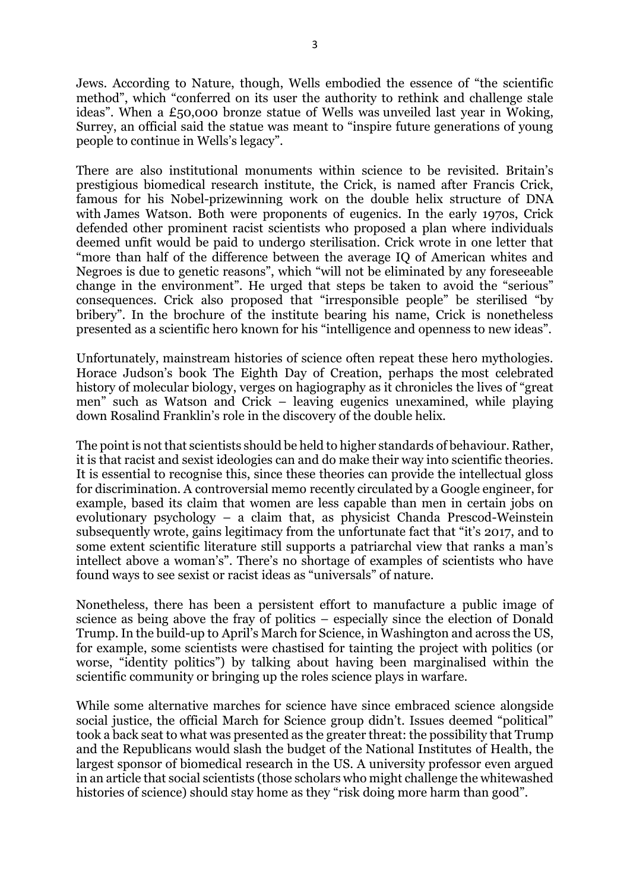Jews. According to Nature, though, Wells embodied the essence of "the scientific method", which "conferred on its user the authority to rethink and challenge stale ideas". When a £50,000 bronze statue of Wells was unveiled last year in Woking, Surrey, an official said the statue was meant to "inspire future generations of young people to continue in Wells's legacy".

There are also institutional monuments within science to be revisited. Britain's prestigious biomedical research institute, the Crick, is named after Francis Crick, famous for his Nobel-prizewinning work on the double helix structure of DNA with James Watson. Both were proponents of eugenics. In the early 1970s, Crick defended other prominent racist scientists who proposed a plan where individuals deemed unfit would be paid to undergo sterilisation. Crick wrote in one letter that "more than half of the difference between the average IQ of American whites and Negroes is due to genetic reasons", which "will not be eliminated by any foreseeable change in the environment". He urged that steps be taken to avoid the "serious" consequences. Crick also proposed that "irresponsible people" be sterilised "by bribery". In the brochure of the institute bearing his name, Crick is nonetheless presented as a scientific hero known for his "intelligence and openness to new ideas".

Unfortunately, mainstream histories of science often repeat these hero mythologies. Horace Judson's book The Eighth Day of Creation, perhaps the most celebrated history of molecular biology, verges on hagiography as it chronicles the lives of "great men" such as Watson and Crick – leaving eugenics unexamined, while playing down Rosalind Franklin's role in the discovery of the double helix.

The point is not that scientists should be held to higher standards of behaviour. Rather, it is that racist and sexist ideologies can and do make their way into scientific theories. It is essential to recognise this, since these theories can provide the intellectual gloss for discrimination. A controversial memo recently circulated by a Google engineer, for example, based its claim that women are less capable than men in certain jobs on evolutionary psychology – a claim that, as physicist Chanda Prescod-Weinstein subsequently wrote, gains legitimacy from the unfortunate fact that "it's 2017, and to some extent scientific literature still supports a patriarchal view that ranks a man's intellect above a woman's". There's no shortage of examples of scientists who have found ways to see sexist or racist ideas as "universals" of nature.

Nonetheless, there has been a persistent effort to manufacture a public image of science as being above the fray of politics – especially since the election of Donald Trump. In the build-up to April's March for Science, in Washington and across the US, for example, some scientists were chastised for tainting the project with politics (or worse, "identity politics") by talking about having been marginalised within the scientific community or bringing up the roles science plays in warfare.

While some alternative marches for science have since embraced science alongside social justice, the official March for Science group didn't. Issues deemed "political" took a back seat to what was presented as the greater threat: the possibility that Trump and the Republicans would slash the budget of the National Institutes of Health, the largest sponsor of biomedical research in the US. A university professor even argued in an article that social scientists (those scholars who might challenge the whitewashed histories of science) should stay home as they "risk doing more harm than good".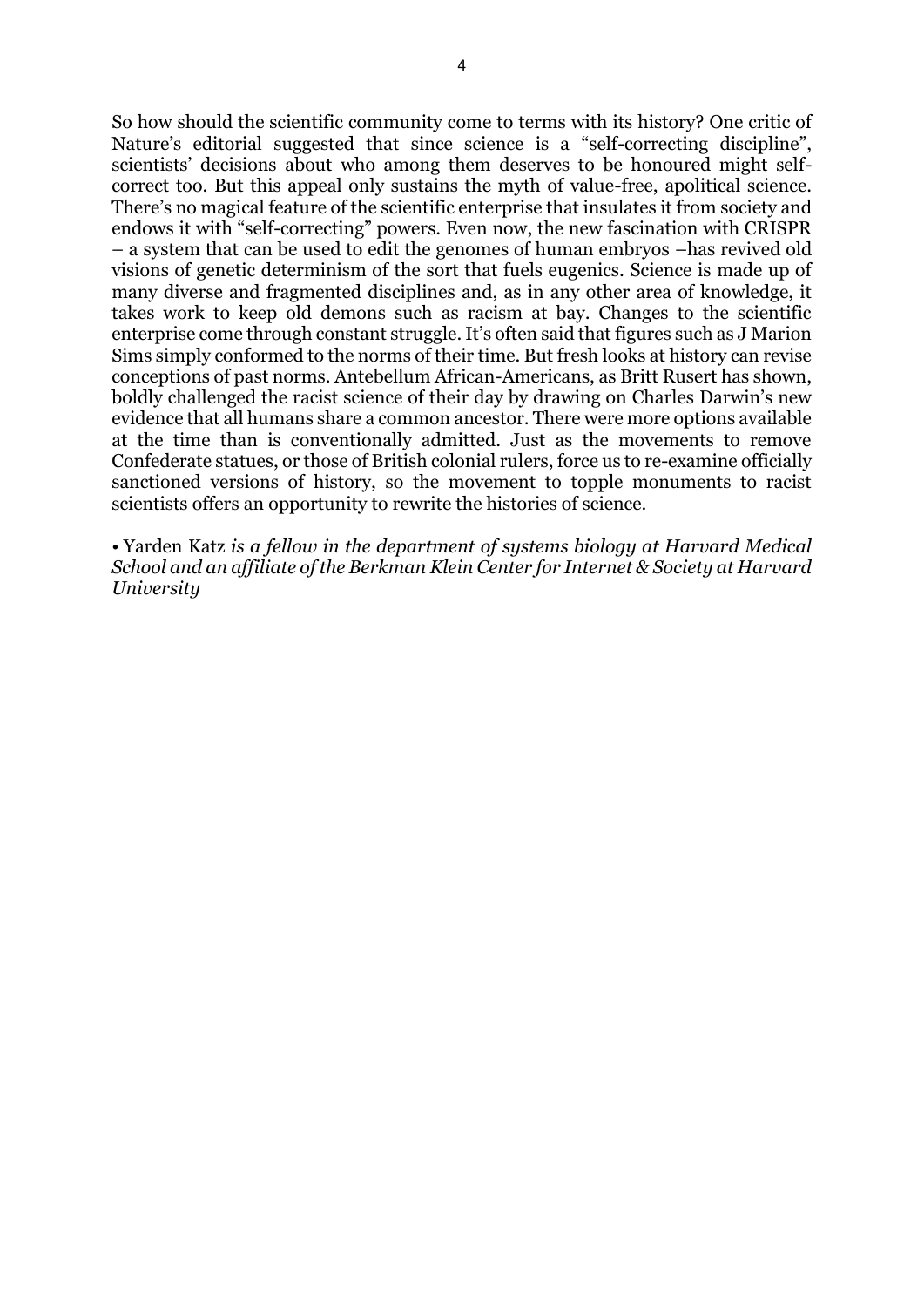So how should the scientific community come to terms with its history? One critic of Nature's editorial suggested that since science is a "self-correcting discipline", scientists' decisions about who among them deserves to be honoured might self-correct too. But this appeal only sustains the myth of value-free, apolitical science. There's no magical feature of the scientific enterprise that insulates it from society and endows it with "self-correcting" powers. Even now, the new fascination with CRISPR – a system that can be used to edit the genomes of human embryos –has revived old visions of genetic determinism of the sort that fuels eugenics. Science is made up of many diverse and fragmented disciplines and, as in any other area of knowledge, it takes work to keep old demons such as racism at bay. Changes to the scientific enterprise come through constant struggle. It's often said that figures such as J Marion Sims simply conformed to the norms of their time. But fresh looks at history can revise conceptions of past norms. Antebellum African-Americans, as Britt Rusert has shown, boldly challenged the racist science of their day by drawing on Charles Darwin's new evidence that all humans share a common ancestor. There were more options available at the time than is conventionally admitted. Just as the movements to remove Confederate statues, or those of British colonial rulers, force us to re-examine officially sanctioned versions of history, so the movement to topple monuments to racist scientists offers an opportunity to rewrite the histories of science.

• Yarden Katz *is a fellow in the department of systems biology at Harvard Medical School and an affiliate of the Berkman Klein Center for Internet & Society at Harvard University*